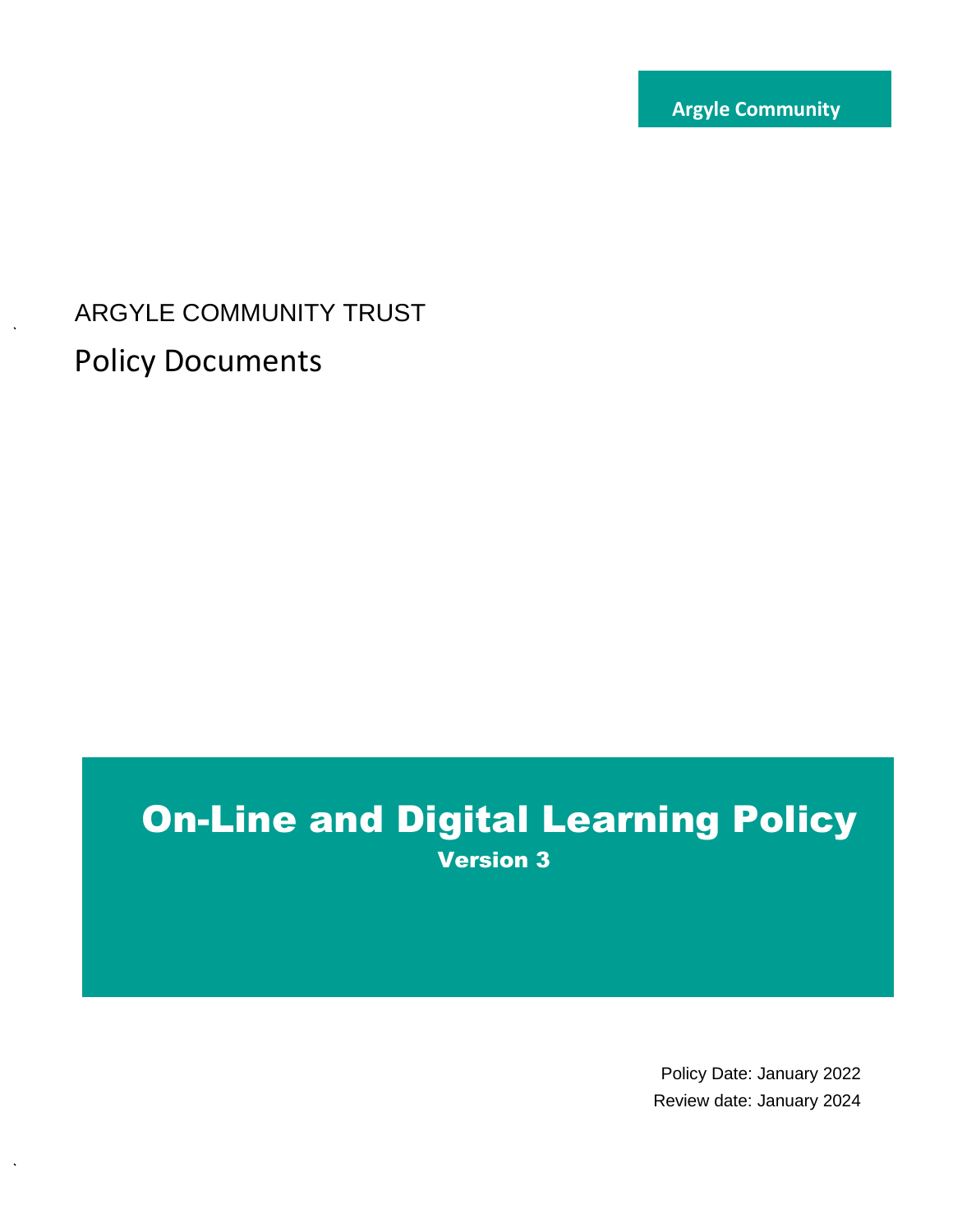**Argyle Community**

ARGYLE COMMUNITY TRUST

Policy Documents

# On-Line and Digital Learning Policy

**Version 3**

Policy Date: January 2022

Review date: January 2024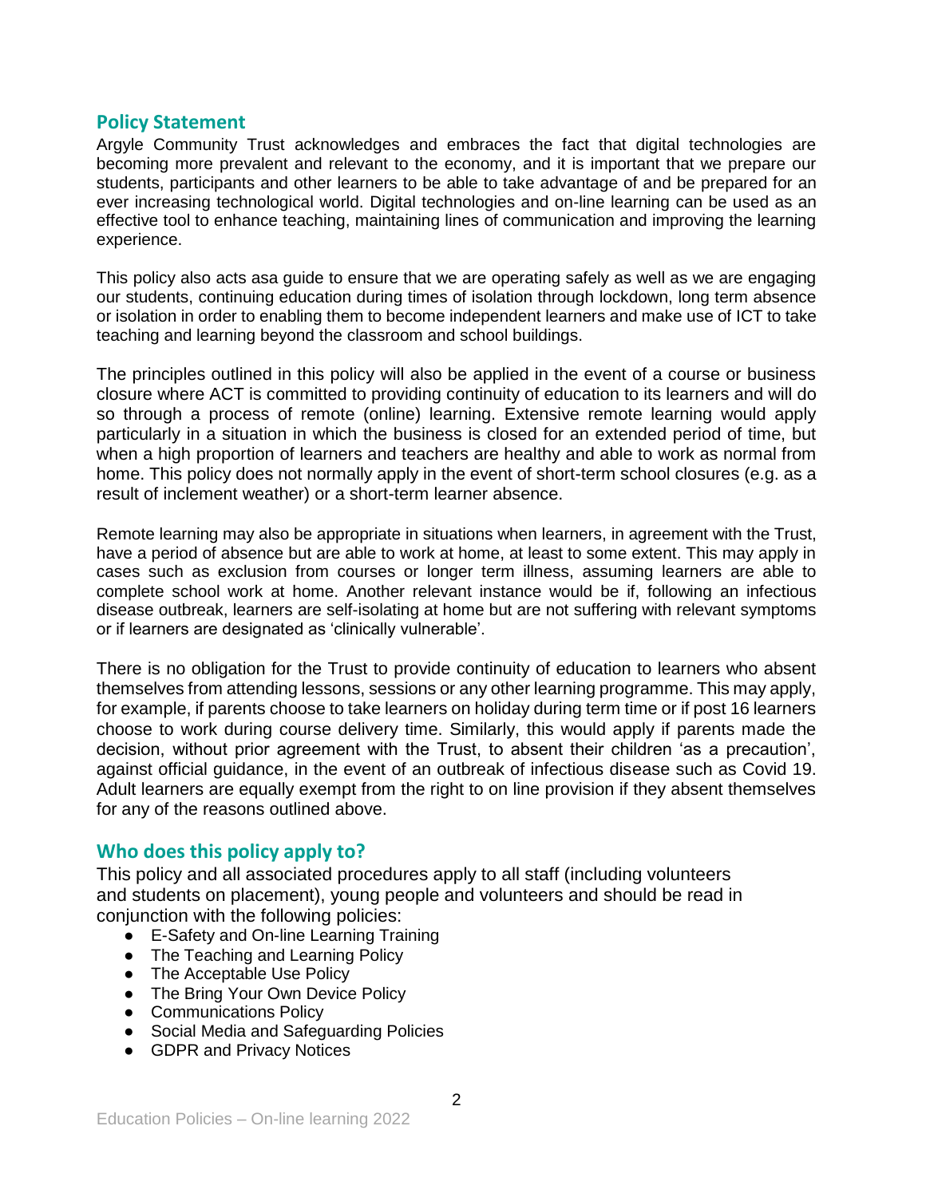## Policy Statement

Argyle Community Trust acknowledges and embraces the fact that digital technologies are becoming more prevalent and relevant to the economy, and it is important that we prepare our students, participants and other learners to be able to take advantage of and be prepared for an ever increasing technological world. Digital technologies and on-line learning can be used as an effective tool to enhance teaching, maintaining lines of communication and improving the learning experience.

This policy also acts asa guide to ensure that we are operating safely as well as we are engaging our students, continuing education during times of isolation through lockdown, long term absence or isolation in order to enabling them to become independent learners and make use of ICT to take teaching and learning beyond the classroom and school buildings.

The principles outlined in this policy will also be applied in the event of a course or business closure where ACT is committed to providing continuity of education to its learners and will do so through a process of remote (online) learning. Extensive remote learning would apply particularly in a situation in which the business is closed for an extended period of time, but when a high proportion of learners and teachers are healthy and able to work as normal from home. This policy does not normally apply in the event of short-term school closures (e.g. as a result of inclement weather) or a short-term learner absence.

Remote learning may also be appropriate in situations when learners, in agreement with the Trust, have a period of absence but are able to work at home, at least to some extent. This may apply in cases such as exclusion from courses or longer term illness, assuming learners are able to complete school work at home. Another relevant instance would be if, following an infectious disease outbreak, learners are self-isolating at home but are not suffering with relevant symptoms or if learners are designated as 'clinically vulnerable'.

There is no obligation for the Trust to provide continuity of education to learners who absent themselves from attending lessons, sessions or any other learning programme. This may apply, for example, if parents choose to take learners on holiday during term time or if post 16 learners choose to work during course delivery time. Similarly, this would apply if parents made the decision, without prior agreement with the Trust, to absent their children 'as a precaution', against official guidance, in the event of an outbreak of infectious disease such as Covid 19. Adult learners are equally exempt from the right to on line provision if they absent themselves for any of the reasons outlined above.

## Who does this policy apply to?

This policy and all associated procedures apply to all staff (including volunteers and students on placement), young people and volunteers and should be read in conjunction with the following policies:

- E-Safety and On-line Learning Training
- The Teaching and Learning Policy
- The Acceptable Use Policy
- The Bring Your Own Device Policy
- Communications Policy
- Social Media and Safeguarding Policies
- GDPR and Privacy Notices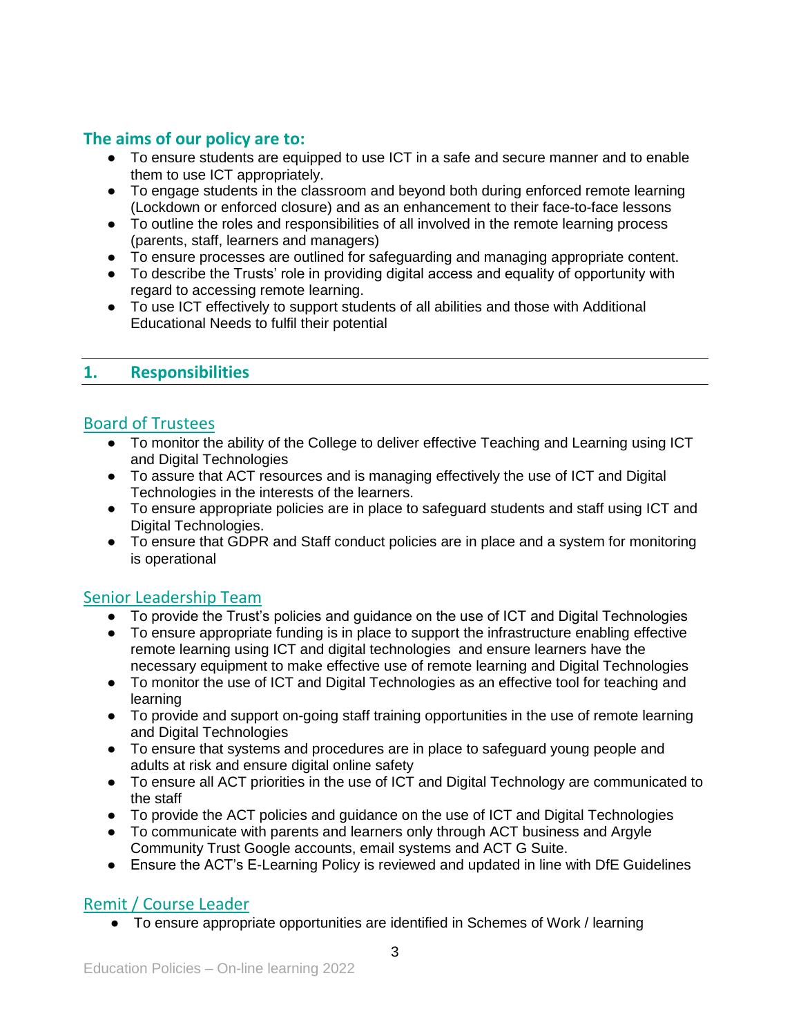## The aims of our policy are to:

- To ensure students are equipped to use ICT in a safe and secure manner and to enable them to use ICT appropriately.
- To engage students in the classroom and beyond both during enforced remote learning (Lockdown or enforced closure) and as an enhancement to their face-to-face lessons
- To outline the roles and responsibilities of all involved in the remote learning process (parents, staff, learners and managers)
- To ensure processes are outlined for safeguarding and managing appropriate content.
- To describe the Trusts' role in providing digital access and equality of opportunity with regard to accessing remote learning.
- To use ICT effectively to support students of all abilities and those with Additional Educational Needs to fulfil their potential

## 1. Responsibilities

### Board of Trustees

- To monitor the ability of the College to deliver effective Teaching and Learning using ICT and Digital Technologies
- To assure that ACT resources and is managing effectively the use of ICT and Digital Technologies in the interests of the learners.
- To ensure appropriate policies are in place to safeguard students and staff using ICT and Digital Technologies.
- To ensure that GDPR and Staff conduct policies are in place and a system for monitoring is operational

### Senior Leadership Team

- To provide the Trust's policies and guidance on the use of ICT and Digital Technologies
- To ensure appropriate funding is in place to support the infrastructure enabling effective remote learning using ICT and digital technologies and ensure learners have the necessary equipment to make effective use of remote learning and Digital Technologies
- To monitor the use of ICT and Digital Technologies as an effective tool for teaching and learning
- To provide and support on-going staff training opportunities in the use of remote learning and Digital Technologies
- To ensure that systems and procedures are in place to safeguard young people and adults at risk and ensure digital online safety
- To ensure all ACT priorities in the use of ICT and Digital Technology are communicated to the staff
- To provide the ACT policies and guidance on the use of ICT and Digital Technologies
- To communicate with parents and learners only through ACT business and Argyle Community Trust Google accounts, email systems and ACT G Suite.
- Ensure the ACT's E-Learning Policy is reviewed and updated in line with DfE Guidelines

### Remit / Course Leader

- To ensure appropriate opportunities are identified in Schemes of Work / learning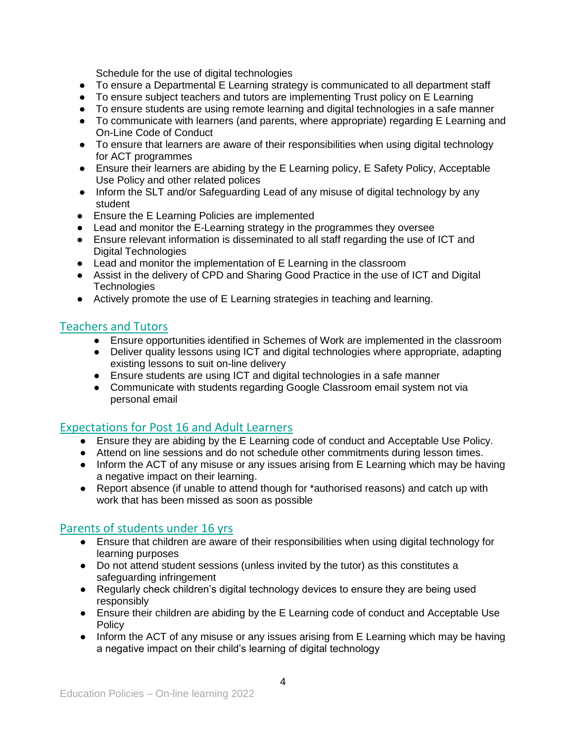Schedule for the use of digital technologies

- To ensure a Departmental E Learning strategy is communicated to all department staff
- To ensure subject teachers and tutors are implementing Trust policy on E Learning
- To ensure students are using remote learning and digital technologies in a safe manner
- To communicate with learners (and parents, where appropriate) regarding E Learning and On-Line Code of Conduct
- To ensure that learners are aware of their responsibilities when using digital technology for ACT programmes
- Ensure their learners are abiding by the E Learning policy, E Safety Policy, Acceptable Use Policy and other related polices
- Inform the SLT and/or Safeguarding Lead of any misuse of digital technology by any student
- Ensure the E Learning Policies are implemented
- Lead and monitor the E-Learning strategy in the programmes they oversee
- Ensure relevant information is disseminated to all staff regarding the use of ICT and Digital Technologies
- Lead and monitor the implementation of E Learning in the classroom
- Assist in the delivery of CPD and Sharing Good Practice in the use of ICT and Digital Technologies
- Actively promote the use of E Learning strategies in teaching and learning.

## Teachers and Tutors

- Ensure opportunities identified in Schemes of Work are implemented in the classroom
- Deliver quality lessons using ICT and digital technologies where appropriate, adapting existing lessons to suit on-line delivery
- Ensure students are using ICT and digital technologies in a safe manner
- Communicate with students regarding Google Classroom email system not via personal email

## Expectations for Post 16 and Adult Learners

- Ensure they are abiding by the E Learning code of conduct and Acceptable Use Policy.
- Attend on line sessions and do not schedule other commitments during lesson times.
- Inform the ACT of any misuse or any issues arising from E Learning which may be having a negative impact on their learning.
- Report absence (if unable to attend though for *authorised reasons) and catch up with work that has been missed as soon as possible

## Parents of students under 16 yrs

- Ensure that children are aware of their responsibilities when using digital technology for learning purposes
- Do not attend student sessions (unless invited by the tutor) as this constitutes a safeguarding infringement
- Regularly check children's digital technology devices to ensure they are being used responsibly
- Ensure their children are abiding by the E Learning code of conduct and Acceptable Use Policy
- Inform the ACT of any misuse or any issues arising from E Learning which may be having a negative impact on their child's learning of digital technology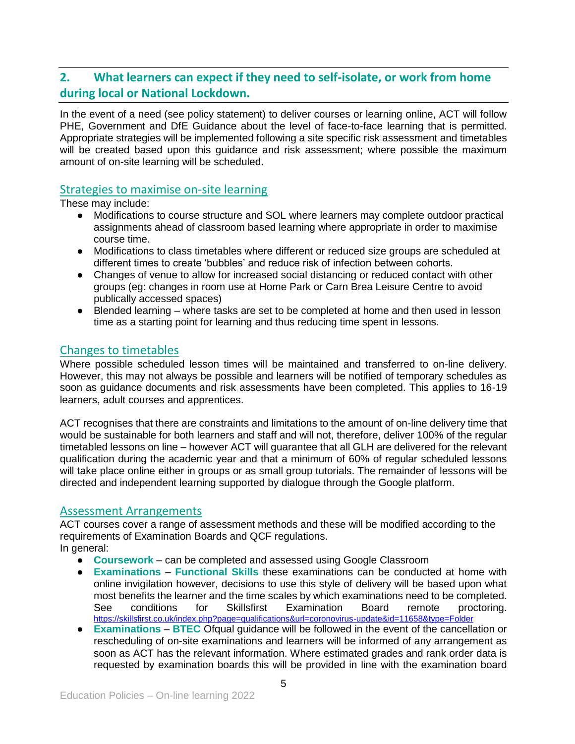## 2. What learners can expect if they need to self-isolate, or work from home during local or National Lockdown.

In the event of a need (see policy statement) to deliver courses or learning online, ACT will follow PHE, Government and DfE Guidance about the level of face-to-face learning that is permitted. Appropriate strategies will be implemented following a site specific risk assessment and timetables will be created based upon this guidance and risk assessment; where possible the maximum amount of on-site learning will be scheduled.

### Strategies to maximise on-site learning

These may include:

- Modifications to course structure and SOL where learners may complete outdoor practical assignments ahead of classroom based learning where appropriate in order to maximise course time.
- Modifications to class timetables where different or reduced size groups are scheduled at different times to create 'bubbles' and reduce risk of infection between cohorts.
- Changes of venue to allow for increased social distancing or reduced contact with other groups (eg: changes in room use at Home Park or Carn Brea Leisure Centre to avoid publically accessed spaces)
- Blended learning – where tasks are set to be completed at home and then used in lesson time as a starting point for learning and thus reducing time spent in lessons.

### Changes to timetables

Where possible scheduled lesson times will be maintained and transferred to on-line delivery. However, this may not always be possible and learners will be notified of temporary schedules as soon as guidance documents and risk assessments have been completed. This applies to 16-19 learners, adult courses and apprentices.

ACT recognises that there are constraints and limitations to the amount of on-line delivery time that would be sustainable for both learners and staff and will not, therefore, deliver 100% of the regular timetabled lessons on line – however ACT will guarantee that all GLH are delivered for the relevant qualification during the academic year and that a minimum of 60% of regular scheduled lessons will take place online either in groups or as small group tutorials. The remainder of lessons will be directed and independent learning supported by dialogue through the Google platform.

### Assessment Arrangements

ACT courses cover a range of assessment methods and these will be modified according to the requirements of Examination Boards and QCF regulations.
In general:

- **Coursework** – can be completed and assessed using Google Classroom
- **Examinations** – **Functional Skills** these examinations can be conducted at home with online invigilation however, decisions to use this style of delivery will be based upon what most benefits the learner and the time scales by which examinations need to be completed. See conditions for Skillsfirst Examination Board remote proctoring. https://skillsfirst.co.uk/index.php?page=qualifications&url=coronovirus-update&id=11658&type=Folder
- **Examinations** – **BTEC** Ofqual guidance will be followed in the event of the cancellation or rescheduling of on-site examinations and learners will be informed of any arrangement as soon as ACT has the relevant information. Where estimated grades and rank order data is requested by examination boards this will be provided in line with the examination board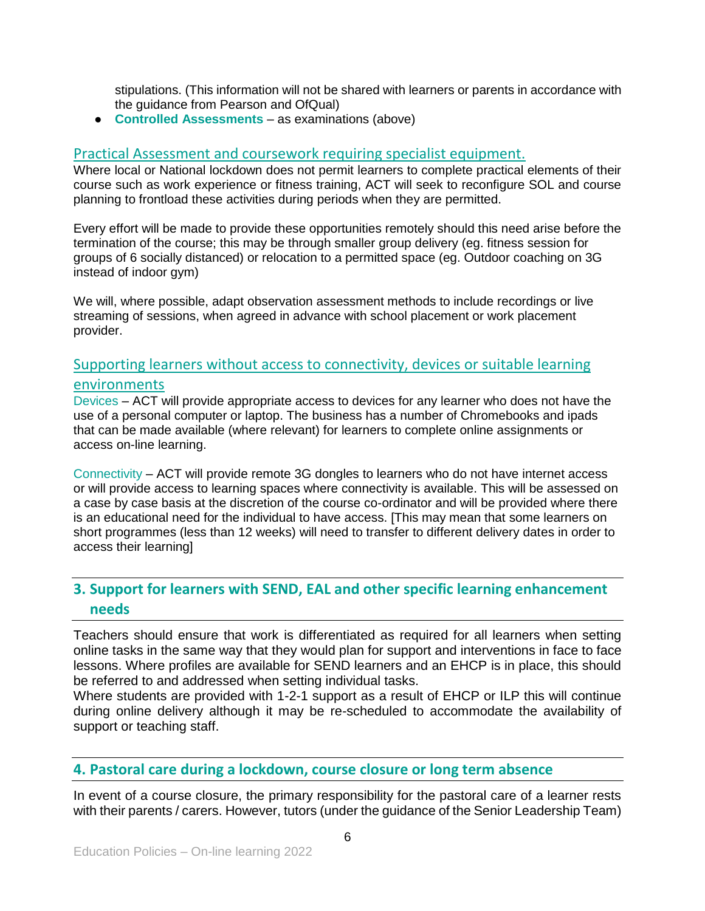stipulations. (This information will not be shared with learners or parents in accordance with the guidance from Pearson and OfQual)

- **Controlled Assessments** – as examinations (above)

### Practical Assessment and coursework requiring specialist equipment.

Where local or National lockdown does not permit learners to complete practical elements of their course such as work experience or fitness training, ACT will seek to reconfigure SOL and course planning to frontload these activities during periods when they are permitted.

Every effort will be made to provide these opportunities remotely should this need arise before the termination of the course; this may be through smaller group delivery (eg. fitness session for groups of 6 socially distanced) or relocation to a permitted space (eg. Outdoor coaching on 3G instead of indoor gym)

We will, where possible, adapt observation assessment methods to include recordings or live streaming of sessions, when agreed in advance with school placement or work placement provider.

### Supporting learners without access to connectivity, devices or suitable learning environments

Devices – ACT will provide appropriate access to devices for any learner who does not have the use of a personal computer or laptop. The business has a number of Chromebooks and ipads that can be made available (where relevant) for learners to complete online assignments or access on-line learning.

Connectivity – ACT will provide remote 3G dongles to learners who do not have internet access or will provide access to learning spaces where connectivity is available. This will be assessed on a case by case basis at the discretion of the course co-ordinator and will be provided where there is an educational need for the individual to have access. [This may mean that some learners on short programmes (less than 12 weeks) will need to transfer to different delivery dates in order to access their learning]

## 3. Support for learners with SEND, EAL and other specific learning enhancement needs

Teachers should ensure that work is differentiated as required for all learners when setting online tasks in the same way that they would plan for support and interventions in face to face lessons. Where profiles are available for SEND learners and an EHCP is in place, this should be referred to and addressed when setting individual tasks.
Where students are provided with 1-2-1 support as a result of EHCP or ILP this will continue during online delivery although it may be re-scheduled to accommodate the availability of support or teaching staff.

## 4. Pastoral care during a lockdown, course closure or long term absence

In event of a course closure, the primary responsibility for the pastoral care of a learner rests with their parents / carers. However, tutors (under the guidance of the Senior Leadership Team)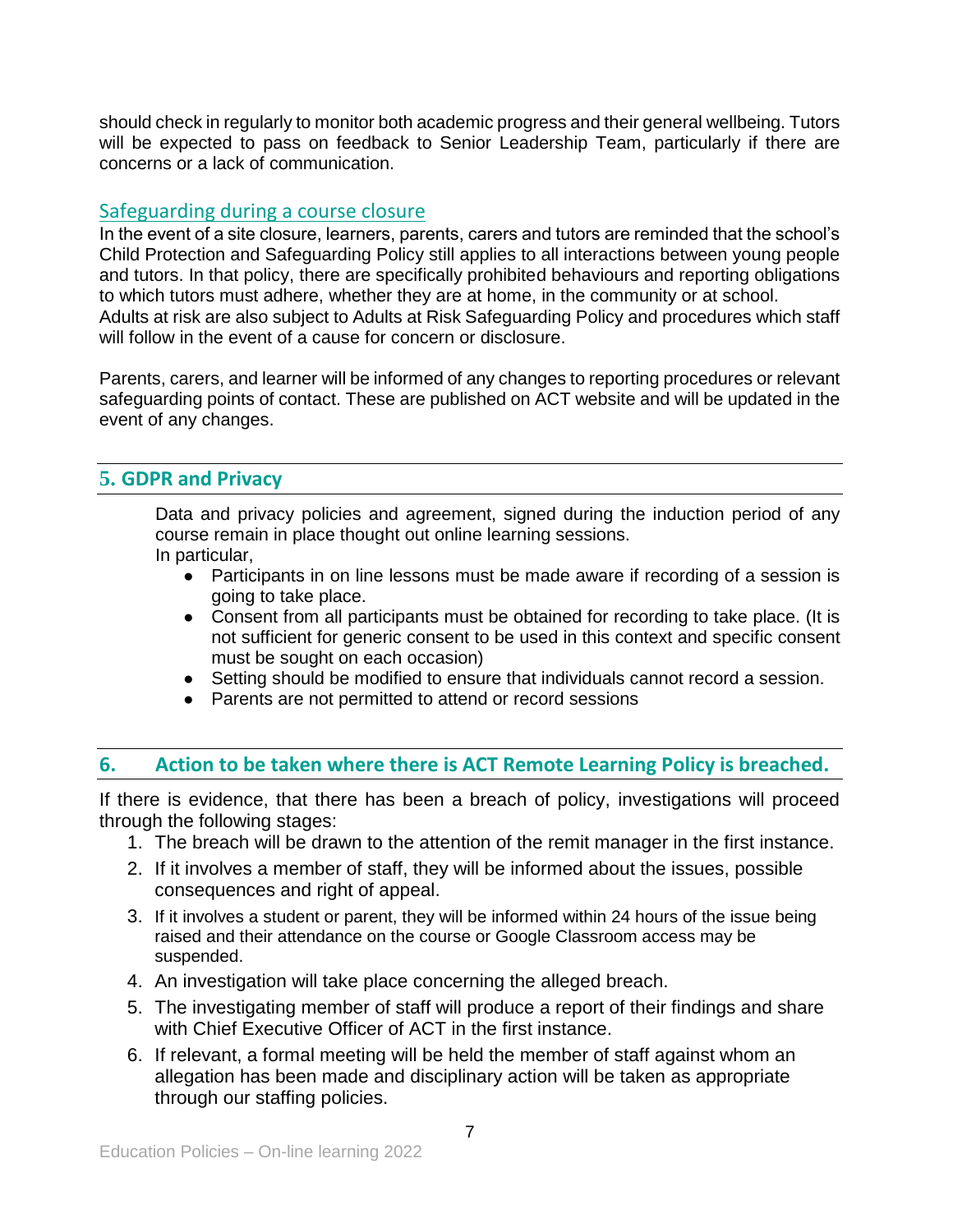should check in regularly to monitor both academic progress and their general wellbeing. Tutors will be expected to pass on feedback to Senior Leadership Team, particularly if there are concerns or a lack of communication.

### Safeguarding during a course closure

In the event of a site closure, learners, parents, carers and tutors are reminded that the school's Child Protection and Safeguarding Policy still applies to all interactions between young people and tutors. In that policy, there are specifically prohibited behaviours and reporting obligations to which tutors must adhere, whether they are at home, in the community or at school.
Adults at risk are also subject to Adults at Risk Safeguarding Policy and procedures which staff will follow in the event of a cause for concern or disclosure.

Parents, carers, and learner will be informed of any changes to reporting procedures or relevant safeguarding points of contact. These are published on ACT website and will be updated in the event of any changes.

## 5. GDPR and Privacy

Data and privacy policies and agreement, signed during the induction period of any course remain in place thought out online learning sessions.
In particular,

- Participants in on line lessons must be made aware if recording of a session is going to take place.
- Consent from all participants must be obtained for recording to take place. (It is not sufficient for generic consent to be used in this context and specific consent must be sought on each occasion)
- Setting should be modified to ensure that individuals cannot record a session.
- Parents are not permitted to attend or record sessions

## 6. Action to be taken where there is ACT Remote Learning Policy is breached.

If there is evidence, that there has been a breach of policy, investigations will proceed through the following stages:

1. The breach will be drawn to the attention of the remit manager in the first instance.
2. If it involves a member of staff, they will be informed about the issues, possible consequences and right of appeal.
3. If it involves a student or parent, they will be informed within 24 hours of the issue being raised and their attendance on the course or Google Classroom access may be suspended.
4. An investigation will take place concerning the alleged breach.
5. The investigating member of staff will produce a report of their findings and share with Chief Executive Officer of ACT in the first instance.
6. If relevant, a formal meeting will be held the member of staff against whom an allegation has been made and disciplinary action will be taken as appropriate through our staffing policies.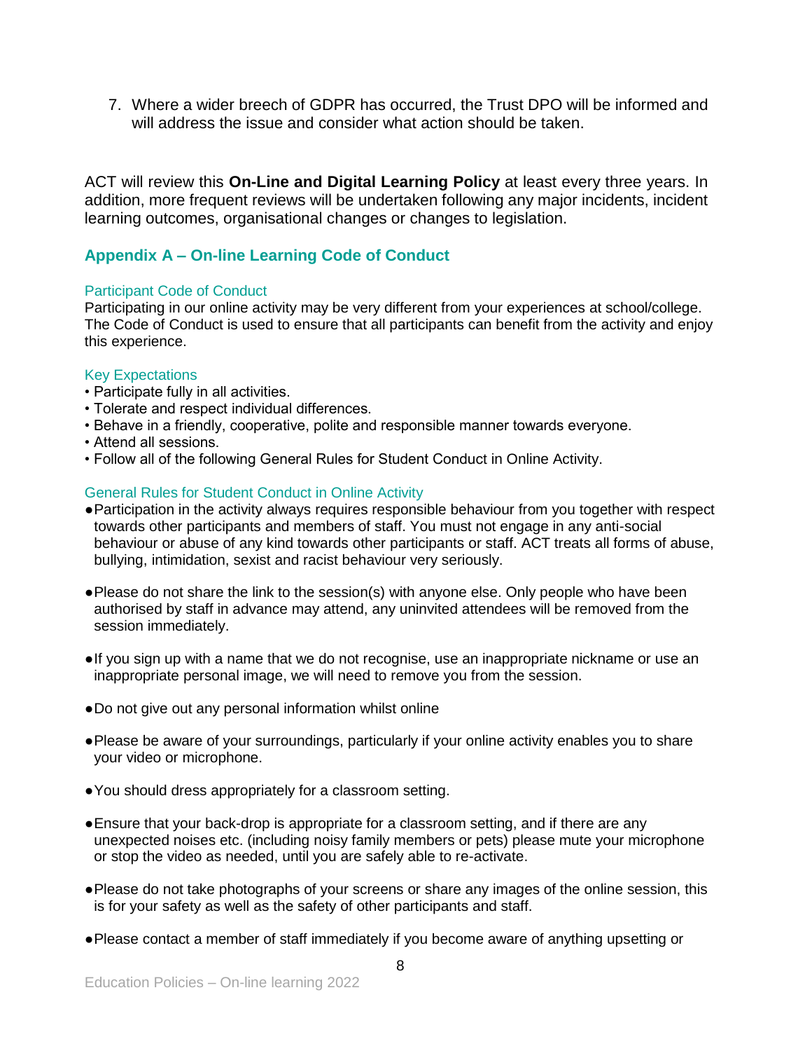7. Where a wider breech of GDPR has occurred, the Trust DPO will be informed and will address the issue and consider what action should be taken.

ACT will review this **On-Line and Digital Learning Policy** at least every three years. In addition, more frequent reviews will be undertaken following any major incidents, incident learning outcomes, organisational changes or changes to legislation.

## Appendix A – On-line Learning Code of Conduct

### Participant Code of Conduct

Participating in our online activity may be very different from your experiences at school/college. The Code of Conduct is used to ensure that all participants can benefit from the activity and enjoy this experience.

### Key Expectations

- Participate fully in all activities.
- Tolerate and respect individual differences.
- Behave in a friendly, cooperative, polite and responsible manner towards everyone.
- Attend all sessions.
- Follow all of the following General Rules for Student Conduct in Online Activity.

### General Rules for Student Conduct in Online Activity

- Participation in the activity always requires responsible behaviour from you together with respect towards other participants and members of staff. You must not engage in any anti-social behaviour or abuse of any kind towards other participants or staff. ACT treats all forms of abuse, bullying, intimidation, sexist and racist behaviour very seriously.

- Please do not share the link to the session(s) with anyone else. Only people who have been authorised by staff in advance may attend, any uninvited attendees will be removed from the session immediately.

- If you sign up with a name that we do not recognise, use an inappropriate nickname or use an inappropriate personal image, we will need to remove you from the session.

- Do not give out any personal information whilst online

- Please be aware of your surroundings, particularly if your online activity enables you to share your video or microphone.

- You should dress appropriately for a classroom setting.

- Ensure that your back-drop is appropriate for a classroom setting, and if there are any unexpected noises etc. (including noisy family members or pets) please mute your microphone or stop the video as needed, until you are safely able to re-activate.

- Please do not take photographs of your screens or share any images of the online session, this is for your safety as well as the safety of other participants and staff.

- Please contact a member of staff immediately if you become aware of anything upsetting or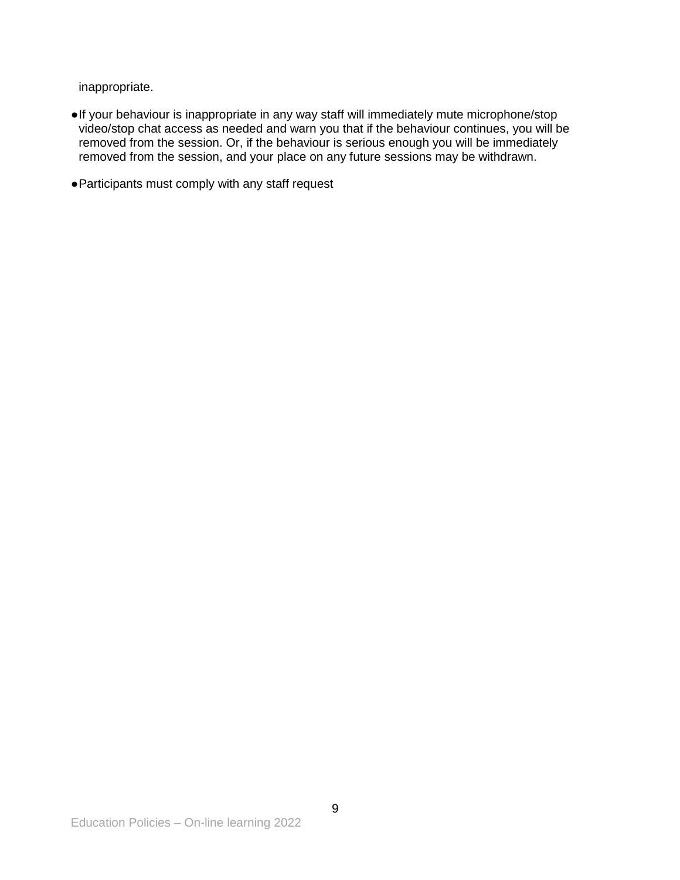inappropriate.

- If your behaviour is inappropriate in any way staff will immediately mute microphone/stop video/stop chat access as needed and warn you that if the behaviour continues, you will be removed from the session. Or, if the behaviour is serious enough you will be immediately removed from the session, and your place on any future sessions may be withdrawn.
- Participants must comply with any staff request